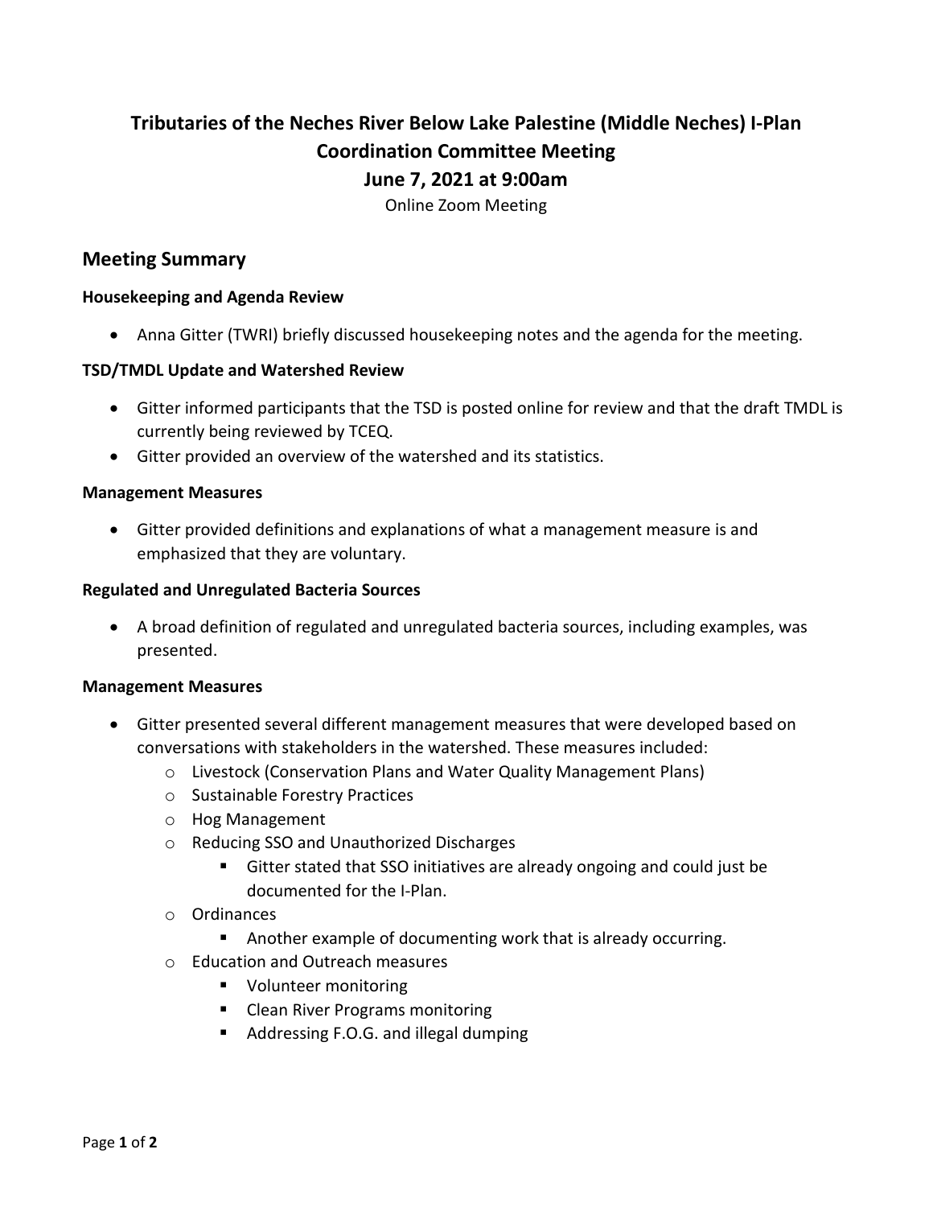# Tributaries of the Neches River Below Lake Palestine (Middle Neches) I-Plan Coordination Committee Meeting

## June 7, 2021 at 9:00am

Online Zoom Meeting

## Meeting Summary

### Housekeeping and Agenda Review

- Anna Gitter (TWRI) briefly discussed housekeeping notes and the agenda for the meeting.

### TSD/TMDL Update and Watershed Review

- Gitter informed participants that the TSD is posted online for review and that the draft TMDL is currently being reviewed by TCEQ.
- Gitter provided an overview of the watershed and its statistics.

### Management Measures

- Gitter provided definitions and explanations of what a management measure is and emphasized that they are voluntary.

### Regulated and Unregulated Bacteria Sources

- A broad definition of regulated and unregulated bacteria sources, including examples, was presented.

### Management Measures

- Gitter presented several different management measures that were developed based on conversations with stakeholders in the watershed. These measures included:
  - Livestock (Conservation Plans and Water Quality Management Plans)
  - Sustainable Forestry Practices
  - Hog Management
  - Reducing SSO and Unauthorized Discharges
    - Gitter stated that SSO initiatives are already ongoing and could just be documented for the I-Plan.
  - Ordinances
    - Another example of documenting work that is already occurring.
  - Education and Outreach measures
    - Volunteer monitoring
    - Clean River Programs monitoring
    - Addressing F.O.G. and illegal dumping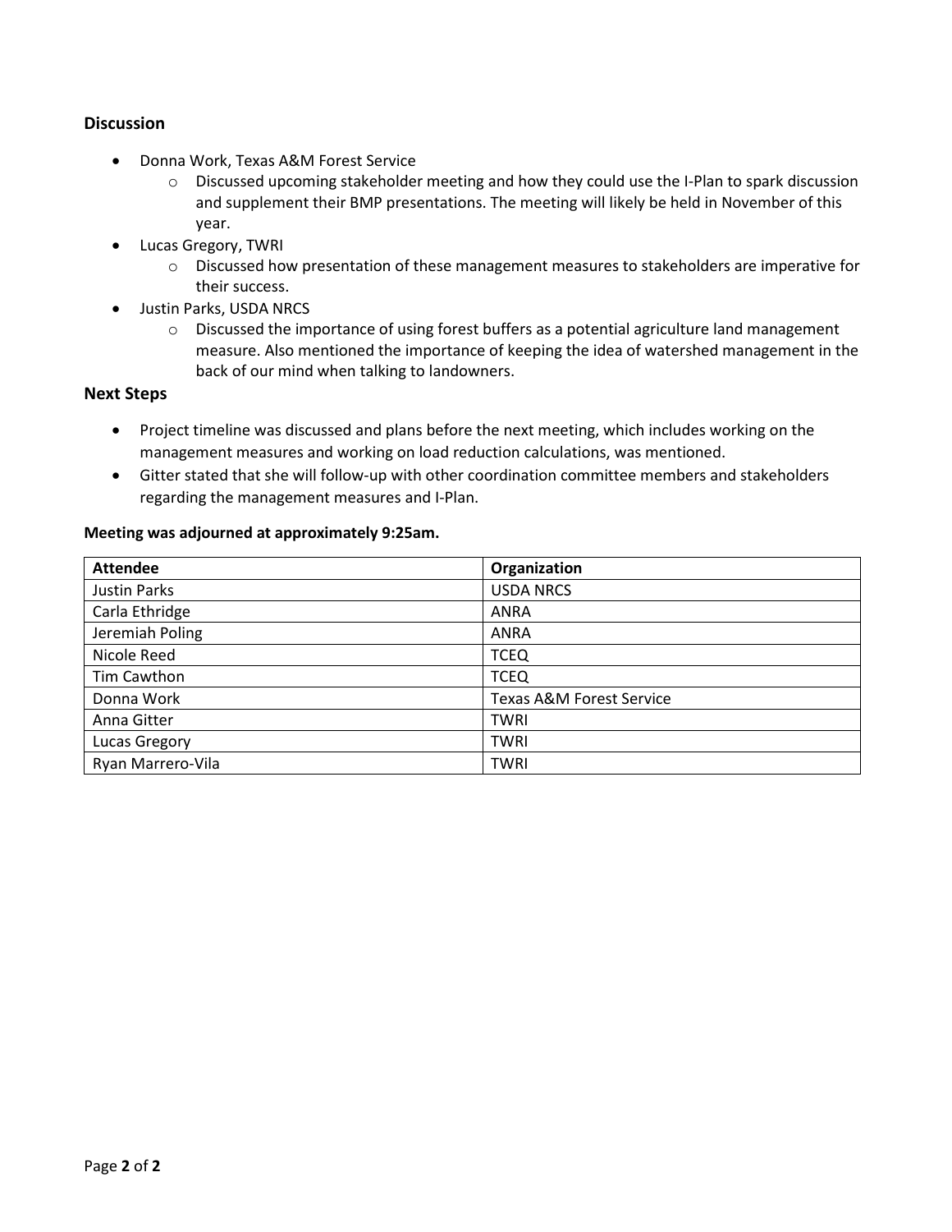## Discussion

- Donna Work, Texas A&M Forest Service
  - Discussed upcoming stakeholder meeting and how they could use the I-Plan to spark discussion and supplement their BMP presentations. The meeting will likely be held in November of this year.
- Lucas Gregory, TWRI
  - Discussed how presentation of these management measures to stakeholders are imperative for their success.
- Justin Parks, USDA NRCS
  - Discussed the importance of using forest buffers as a potential agriculture land management measure. Also mentioned the importance of keeping the idea of watershed management in the back of our mind when talking to landowners.

## Next Steps

- Project timeline was discussed and plans before the next meeting, which includes working on the management measures and working on load reduction calculations, was mentioned.
- Gitter stated that she will follow-up with other coordination committee members and stakeholders regarding the management measures and I-Plan.

**Meeting was adjourned at approximately 9:25am.**

| Attendee | Organization |
|---|---|
| Justin Parks | USDA NRCS |
| Carla Ethridge | ANRA |
| Jeremiah Poling | ANRA |
| Nicole Reed | TCEQ |
| Tim Cawthon | TCEQ |
| Donna Work | Texas A&M Forest Service |
| Anna Gitter | TWRI |
| Lucas Gregory | TWRI |
| Ryan Marrero-Vila | TWRI |